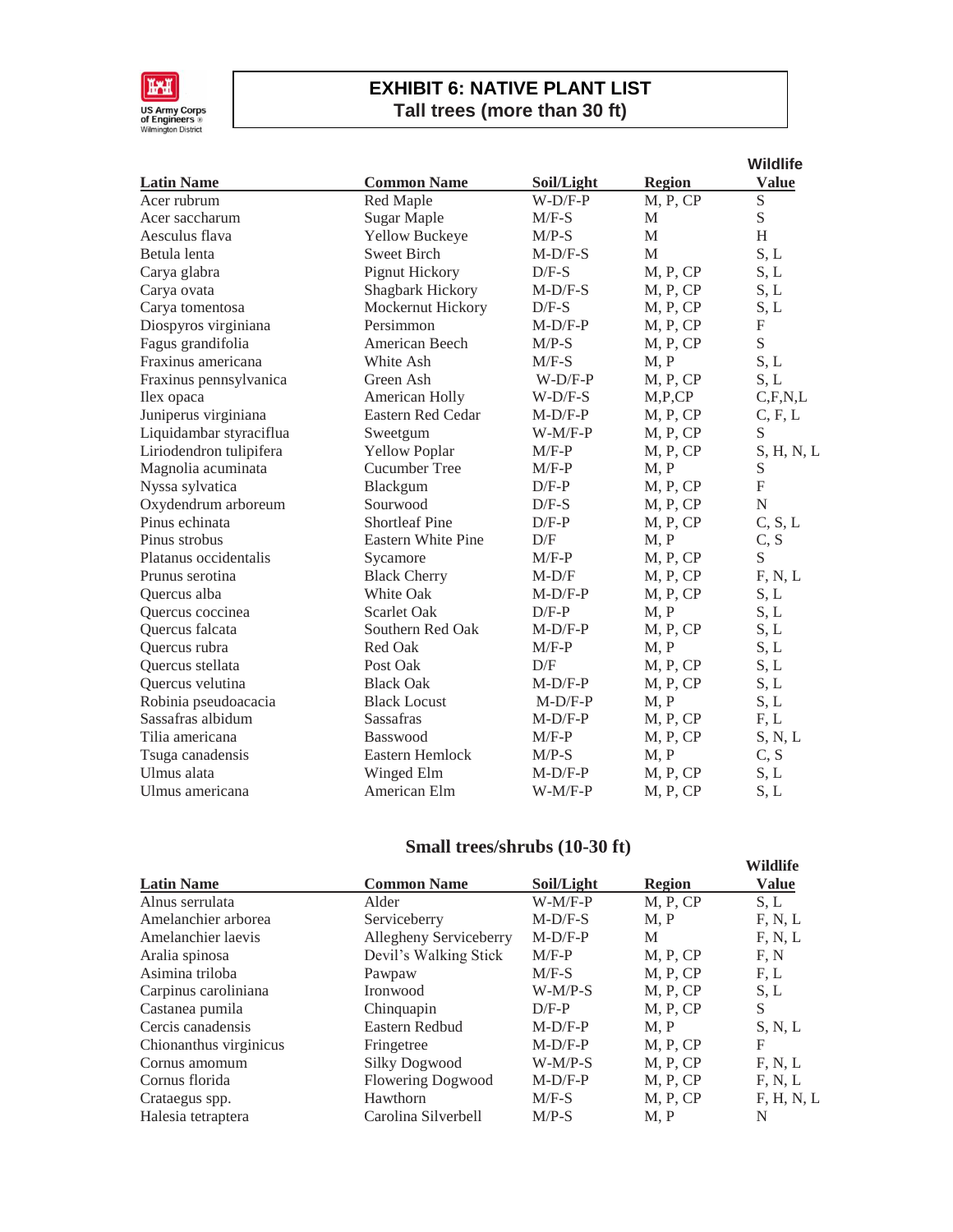US Army Corps of Engineers® Wilmington District

# EXHIBIT 6: NATIVE PLANT LIST

## Tall trees (more than 30 ft)

| Latin Name | Common Name | Soil/Light | Region | Wildlife Value |
|---|---|---|---|---|
| Acer rubrum | Red Maple | W-D/F-P | M, P, CP | S |
| Acer saccharum | Sugar Maple | M/F-S | M | S |
| Aesculus flava | Yellow Buckeye | M/P-S | M | H |
| Betula lenta | Sweet Birch | M-D/F-S | M | S, L |
| Carya glabra | Pignut Hickory | D/F-S | M, P, CP | S, L |
| Carya ovata | Shagbark Hickory | M-D/F-S | M, P, CP | S, L |
| Carya tomentosa | Mockernut Hickory | D/F-S | M, P, CP | S, L |
| Diospyros virginiana | Persimmon | M-D/F-P | M, P, CP | F |
| Fagus grandifolia | American Beech | M/P-S | M, P, CP | S |
| Fraxinus americana | White Ash | M/F-S | M, P | S, L |
| Fraxinus pennsylvanica | Green Ash | W-D/F-P | M, P, CP | S, L |
| Ilex opaca | American Holly | W-D/F-S | M,P,CP | C,F,N,L |
| Juniperus virginiana | Eastern Red Cedar | M-D/F-P | M, P, CP | C, F, L |
| Liquidambar styraciflua | Sweetgum | W-M/F-P | M, P, CP | S |
| Liriodendron tulipifera | Yellow Poplar | M/F-P | M, P, CP | S, H, N, L |
| Magnolia acuminata | Cucumber Tree | M/F-P | M, P | S |
| Nyssa sylvatica | Blackgum | D/F-P | M, P, CP | F |
| Oxydendrum arboreum | Sourwood | D/F-S | M, P, CP | N |
| Pinus echinata | Shortleaf Pine | D/F-P | M, P, CP | C, S, L |
| Pinus strobus | Eastern White Pine | D/F | M, P | C, S |
| Platanus occidentalis | Sycamore | M/F-P | M, P, CP | S |
| Prunus serotina | Black Cherry | M-D/F | M, P, CP | F, N, L |
| Quercus alba | White Oak | M-D/F-P | M, P, CP | S, L |
| Quercus coccinea | Scarlet Oak | D/F-P | M, P | S, L |
| Quercus falcata | Southern Red Oak | M-D/F-P | M, P, CP | S, L |
| Quercus rubra | Red Oak | M/F-P | M, P | S, L |
| Quercus stellata | Post Oak | D/F | M, P, CP | S, L |
| Quercus velutina | Black Oak | M-D/F-P | M, P, CP | S, L |
| Robinia pseudoacacia | Black Locust | M-D/F-P | M, P | S, L |
| Sassafras albidum | Sassafras | M-D/F-P | M, P, CP | F, L |
| Tilia americana | Basswood | M/F-P | M, P, CP | S, N, L |
| Tsuga canadensis | Eastern Hemlock | M/P-S | M, P | C, S |
| Ulmus alata | Winged Elm | M-D/F-P | M, P, CP | S, L |
| Ulmus americana | American Elm | W-M/F-P | M, P, CP | S, L |

## Small trees/shrubs (10-30 ft)

| Latin Name | Common Name | Soil/Light | Region | Wildlife Value |
|---|---|---|---|---|
| Alnus serrulata | Alder | W-M/F-P | M, P, CP | S, L |
| Amelanchier arborea | Serviceberry | M-D/F-S | M, P | F, N, L |
| Amelanchier laevis | Allegheny Serviceberry | M-D/F-P | M | F, N, L |
| Aralia spinosa | Devil's Walking Stick | M/F-P | M, P, CP | F, N |
| Asimina triloba | Pawpaw | M/F-S | M, P, CP | F, L |
| Carpinus caroliniana | Ironwood | W-M/P-S | M, P, CP | S, L |
| Castanea pumila | Chinquapin | D/F-P | M, P, CP | S |
| Cercis canadensis | Eastern Redbud | M-D/F-P | M, P | S, N, L |
| Chionanthus virginicus | Fringetree | M-D/F-P | M, P, CP | F |
| Cornus amomum | Silky Dogwood | W-M/P-S | M, P, CP | F, N, L |
| Cornus florida | Flowering Dogwood | M-D/F-P | M, P, CP | F, N, L |
| Crataegus spp. | Hawthorn | M/F-S | M, P, CP | F, H, N, L |
| Halesia tetraptera | Carolina Silverbell | M/P-S | M, P | N |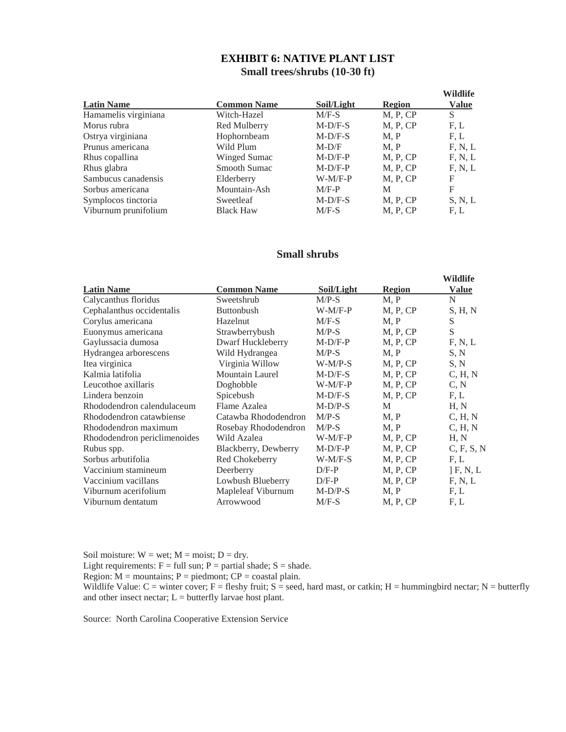# EXHIBIT 6: NATIVE PLANT LIST

## Small trees/shrubs (10-30 ft)

| Latin Name | Common Name | Soil/Light | Region | Wildlife Value |
|---|---|---|---|---|
| Hamamelis virginiana | Witch-Hazel | M/F-S | M, P, CP | S |
| Morus rubra | Red Mulberry | M-D/F-S | M, P, CP | F, L |
| Ostrya virginiana | Hophornbeam | M-D/F-S | M, P | F, L |
| Prunus americana | Wild Plum | M-D/F | M, P | F, N, L |
| Rhus copallina | Winged Sumac | M-D/F-P | M, P, CP | F, N, L |
| Rhus glabra | Smooth Sumac | M-D/F-P | M, P, CP | F, N, L |
| Sambucus canadensis | Elderberry | W-M/F-P | M, P, CP | F |
| Sorbus americana | Mountain-Ash | M/F-P | M | F |
| Symplocos tinctoria | Sweetleaf | M-D/F-S | M, P, CP | S, N, L |
| Viburnum prunifolium | Black Haw | M/F-S | M, P, CP | F, L |

## Small shrubs

| Latin Name | Common Name | Soil/Light | Region | Wildlife Value |
|---|---|---|---|---|
| Calycanthus floridus | Sweetshrub | M/P-S | M, P | N |
| Cephalanthus occidentalis | Buttonbush | W-M/F-P | M, P, CP | S, H, N |
| Corylus americana | Hazelnut | M/F-S | M, P | S |
| Euonymus americana | Strawberrybush | M/P-S | M, P, CP | S |
| Gaylussacia dumosa | Dwarf Huckleberry | M-D/F-P | M, P, CP | F, N, L |
| Hydrangea arborescens | Wild Hydrangea | M/P-S | M, P | S, N |
| Itea virginica | Virginia Willow | W-M/P-S | M, P, CP | S, N |
| Kalmia latifolia | Mountain Laurel | M-D/F-S | M, P, CP | C, H, N |
| Leucothoe axillaris | Doghobble | W-M/F-P | M, P, CP | C, N |
| Lindera benzoin | Spicebush | M-D/F-S | M, P, CP | F, L |
| Rhododendron calendulaceum | Flame Azalea | M-D/P-S | M | H, N |
| Rhododendron catawbiense | Catawba Rhododendron | M/P-S | M, P | C, H, N |
| Rhododendron maximum | Rosebay Rhododendron | M/P-S | M, P | C, H, N |
| Rhododendron periclimenoides | Wild Azalea | W-M/F-P | M, P, CP | H, N |
| Rubus spp. | Blackberry, Dewberry | M-D/F-P | M, P, CP | C, F, S, N |
| Sorbus arbutifolia | Red Chokeberry | W-M/F-S | M, P, CP | F, L |
| Vaccinium stamineum | Deerberry | D/F-P | M, P, CP | ] F, N, L |
| Vaccinium vacillans | Lowbush Blueberry | D/F-P | M, P, CP | F, N, L |
| Viburnum acerifolium | Mapleleaf Viburnum | M-D/P-S | M, P | F, L |
| Viburnum dentatum | Arrowwood | M/F-S | M, P, CP | F, L |

Soil moisture: W = wet; M = moist; D = dry.
Light requirements: F = full sun; P = partial shade; S = shade.
Region: M = mountains; P = piedmont; CP = coastal plain.
Wildlife Value: C = winter cover; F = fleshy fruit; S = seed, hard mast, or catkin; H = hummingbird nectar; N = butterfly and other insect nectar; L = butterfly larvae host plant.

Source: North Carolina Cooperative Extension Service